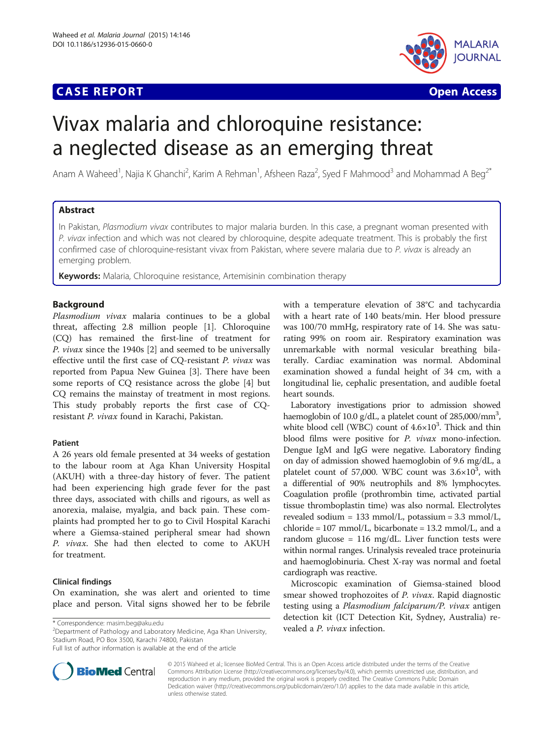CASE REPORT Open Access

# Vivax malaria and chloroquine resistance: a neglected disease as an emerging threat

Anam A Waheed[1], Najia K Ghanchi[2], Karim A Rehman[1], Afsheen Raza[2], Syed F Mahmood[3] and Mohammad A Beg[2*]

## Abstract

In Pakistan, *Plasmodium vivax* contributes to major malaria burden. In this case, a pregnant woman presented with *P. vivax* infection and which was not cleared by chloroquine, despite adequate treatment. This is probably the first confirmed case of chloroquine-resistant vivax from Pakistan, where severe malaria due to *P. vivax* is already an emerging problem.

**Keywords:** Malaria, Chloroquine resistance, Artemisinin combination therapy

## Background

*Plasmodium vivax* malaria continues to be a global threat, affecting 2.8 million people [1]. Chloroquine (CQ) has remained the first-line of treatment for *P. vivax* since the 1940s [2] and seemed to be universally effective until the first case of CQ-resistant *P. vivax* was reported from Papua New Guinea [3]. There have been some reports of CQ resistance across the globe [4] but CQ remains the mainstay of treatment in most regions. This study probably reports the first case of CQ-resistant *P. vivax* found in Karachi, Pakistan.

### Patient

A 26 years old female presented at 34 weeks of gestation to the labour room at Aga Khan University Hospital (AKUH) with a three-day history of fever. The patient had been experiencing high grade fever for the past three days, associated with chills and rigours, as well as anorexia, malaise, myalgia, and back pain. These complaints had prompted her to go to Civil Hospital Karachi where a Giemsa-stained peripheral smear had shown *P. vivax*. She had then elected to come to AKUH for treatment.

### Clinical findings

On examination, she was alert and oriented to time place and person. Vital signs showed her to be febrile with a temperature elevation of 38°C and tachycardia with a heart rate of 140 beats/min. Her blood pressure was 100/70 mmHg, respiratory rate of 14. She was saturating 99% on room air. Respiratory examination was unremarkable with normal vesicular breathing bilaterally. Cardiac examination was normal. Abdominal examination showed a fundal height of 34 cm, with a longitudinal lie, cephalic presentation, and audible foetal heart sounds.

Laboratory investigations prior to admission showed haemoglobin of 10.0 g/dL, a platelet count of 285,000/mm$^3$, white blood cell (WBC) count of $4.6{\times}10^3$. Thick and thin blood films were positive for *P. vivax* mono-infection. Dengue IgM and IgG were negative. Laboratory finding on day of admission showed haemoglobin of 9.6 mg/dL, a platelet count of 57,000. WBC count was $3.6{\times}10^3$, with a differential of 90% neutrophils and 8% lymphocytes. Coagulation profile (prothrombin time, activated partial tissue thromboplastin time) was also normal. Electrolytes revealed sodium = 133 mmol/L, potassium = 3.3 mmol/L, chloride = 107 mmol/L, bicarbonate = 13.2 mmol/L, and a random glucose = 116 mg/dL. Liver function tests were within normal ranges. Urinalysis revealed trace proteinuria and haemoglobinuria. Chest X-ray was normal and foetal cardiograph was reactive.

Microscopic examination of Giemsa-stained blood smear showed trophozoites of *P. vivax*. Rapid diagnostic testing using a *Plasmodium falciparum/P. vivax* antigen detection kit (ICT Detection Kit, Sydney, Australia) revealed a *P. vivax* infection.

\* Correspondence: masim.beg@aku.edu
[2]Department of Pathology and Laboratory Medicine, Aga Khan University, Stadium Road, PO Box 3500, Karachi 74800, Pakistan
Full list of author information is available at the end of the article

© 2015 Waheed et al.; licensee BioMed Central. This is an Open Access article distributed under the terms of the Creative Commons Attribution License (http://creativecommons.org/licenses/by/4.0), which permits unrestricted use, distribution, and reproduction in any medium, provided the original work is properly credited. The Creative Commons Public Domain Dedication waiver (http://creativecommons.org/publicdomain/zero/1.0/) applies to the data made available in this article, unless otherwise stated.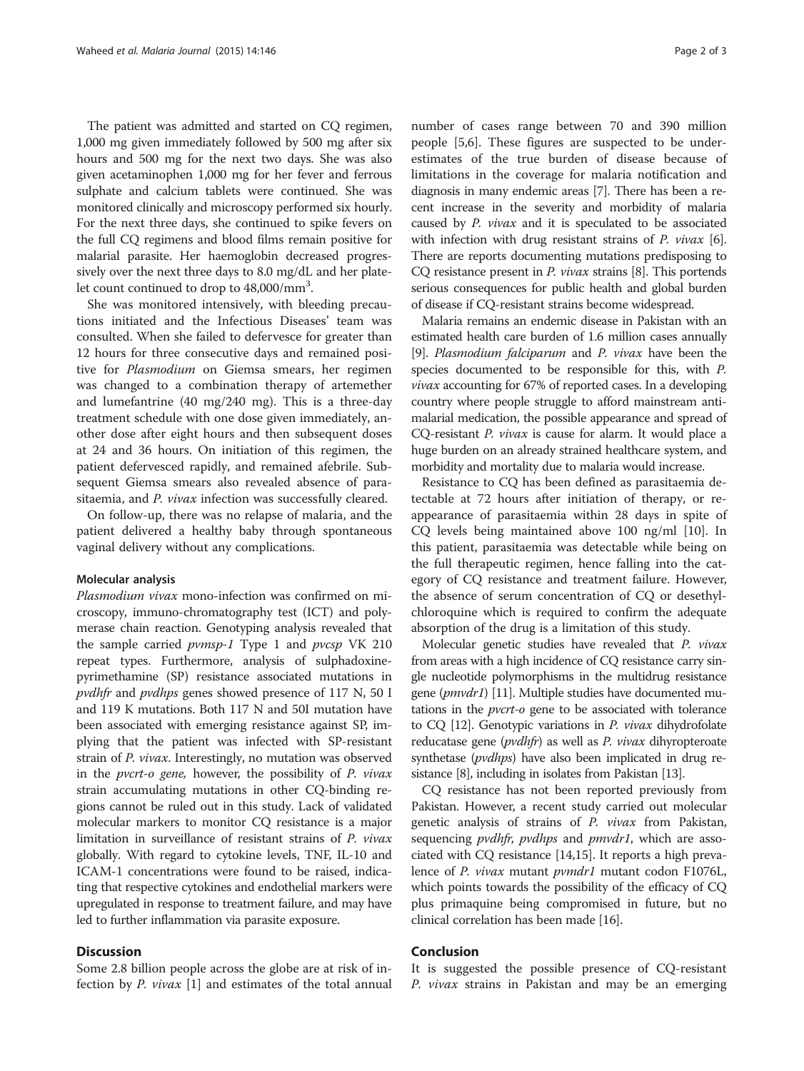The patient was admitted and started on CQ regimen, 1,000 mg given immediately followed by 500 mg after six hours and 500 mg for the next two days. She was also given acetaminophen 1,000 mg for her fever and ferrous sulphate and calcium tablets were continued. She was monitored clinically and microscopy performed six hourly. For the next three days, she continued to spike fevers on the full CQ regimens and blood films remain positive for malarial parasite. Her haemoglobin decreased progressively over the next three days to 8.0 mg/dL and her platelet count continued to drop to 48,000/mm$^3$.

She was monitored intensively, with bleeding precautions initiated and the Infectious Diseases' team was consulted. When she failed to defervesce for greater than 12 hours for three consecutive days and remained positive for *Plasmodium* on Giemsa smears, her regimen was changed to a combination therapy of artemether and lumefantrine (40 mg/240 mg). This is a three-day treatment schedule with one dose given immediately, another dose after eight hours and then subsequent doses at 24 and 36 hours. On initiation of this regimen, the patient defervesced rapidly, and remained afebrile. Subsequent Giemsa smears also revealed absence of parasitaemia, and *P. vivax* infection was successfully cleared.

On follow-up, there was no relapse of malaria, and the patient delivered a healthy baby through spontaneous vaginal delivery without any complications.

#### Molecular analysis

*Plasmodium vivax* mono-infection was confirmed on microscopy, immuno-chromatography test (ICT) and polymerase chain reaction. Genotyping analysis revealed that the sample carried *pvmsp-1* Type 1 and *pvcsp* VK 210 repeat types. Furthermore, analysis of sulphadoxine-pyrimethamine (SP) resistance associated mutations in *pvdhfr* and *pvdhps* genes showed presence of 117 N, 50 I and 119 K mutations. Both 117 N and 50I mutation have been associated with emerging resistance against SP, implying that the patient was infected with SP-resistant strain of *P. vivax*. Interestingly, no mutation was observed in the *pvcrt-o gene,* however, the possibility of *P. vivax* strain accumulating mutations in other CQ-binding regions cannot be ruled out in this study. Lack of validated molecular markers to monitor CQ resistance is a major limitation in surveillance of resistant strains of *P. vivax* globally. With regard to cytokine levels, TNF, IL-10 and ICAM-1 concentrations were found to be raised, indicating that respective cytokines and endothelial markers were upregulated in response to treatment failure, and may have led to further inflammation via parasite exposure.

## Discussion

Some 2.8 billion people across the globe are at risk of infection by *P. vivax* [1] and estimates of the total annual number of cases range between 70 and 390 million people [5,6]. These figures are suspected to be underestimates of the true burden of disease because of limitations in the coverage for malaria notification and diagnosis in many endemic areas [7]. There has been a recent increase in the severity and morbidity of malaria caused by *P. vivax* and it is speculated to be associated with infection with drug resistant strains of *P. vivax* [6]. There are reports documenting mutations predisposing to CQ resistance present in *P. vivax* strains [8]. This portends serious consequences for public health and global burden of disease if CQ-resistant strains become widespread.

Malaria remains an endemic disease in Pakistan with an estimated health care burden of 1.6 million cases annually [9]. *Plasmodium falciparum* and *P. vivax* have been the species documented to be responsible for this, with *P. vivax* accounting for 67% of reported cases. In a developing country where people struggle to afford mainstream anti-malarial medication, the possible appearance and spread of CQ-resistant *P. vivax* is cause for alarm. It would place a huge burden on an already strained healthcare system, and morbidity and mortality due to malaria would increase.

Resistance to CQ has been defined as parasitaemia detectable at 72 hours after initiation of therapy, or reappearance of parasitaemia within 28 days in spite of CQ levels being maintained above 100 ng/ml [10]. In this patient, parasitaemia was detectable while being on the full therapeutic regimen, hence falling into the category of CQ resistance and treatment failure. However, the absence of serum concentration of CQ or desethylchloroquine which is required to confirm the adequate absorption of the drug is a limitation of this study.

Molecular genetic studies have revealed that *P. vivax* from areas with a high incidence of CQ resistance carry single nucleotide polymorphisms in the multidrug resistance gene (*pmvdr1*) [11]. Multiple studies have documented mutations in the *pvcrt-o* gene to be associated with tolerance to CQ [12]. Genotypic variations in *P. vivax* dihydrofolate reducatase gene (*pvdhfr*) as well as *P. vivax* dihyropteroate synthetase (*pvdhps*) have also been implicated in drug resistance [8], including in isolates from Pakistan [13].

CQ resistance has not been reported previously from Pakistan. However, a recent study carried out molecular genetic analysis of strains of *P. vivax* from Pakistan, sequencing *pvdhfr*, *pvdhps* and *pmvdr1*, which are associated with CQ resistance [14,15]. It reports a high prevalence of *P. vivax* mutant *pvmdr1* mutant codon F1076L, which points towards the possibility of the efficacy of CQ plus primaquine being compromised in future, but no clinical correlation has been made [16].

## Conclusion

It is suggested the possible presence of CQ-resistant *P. vivax* strains in Pakistan and may be an emerging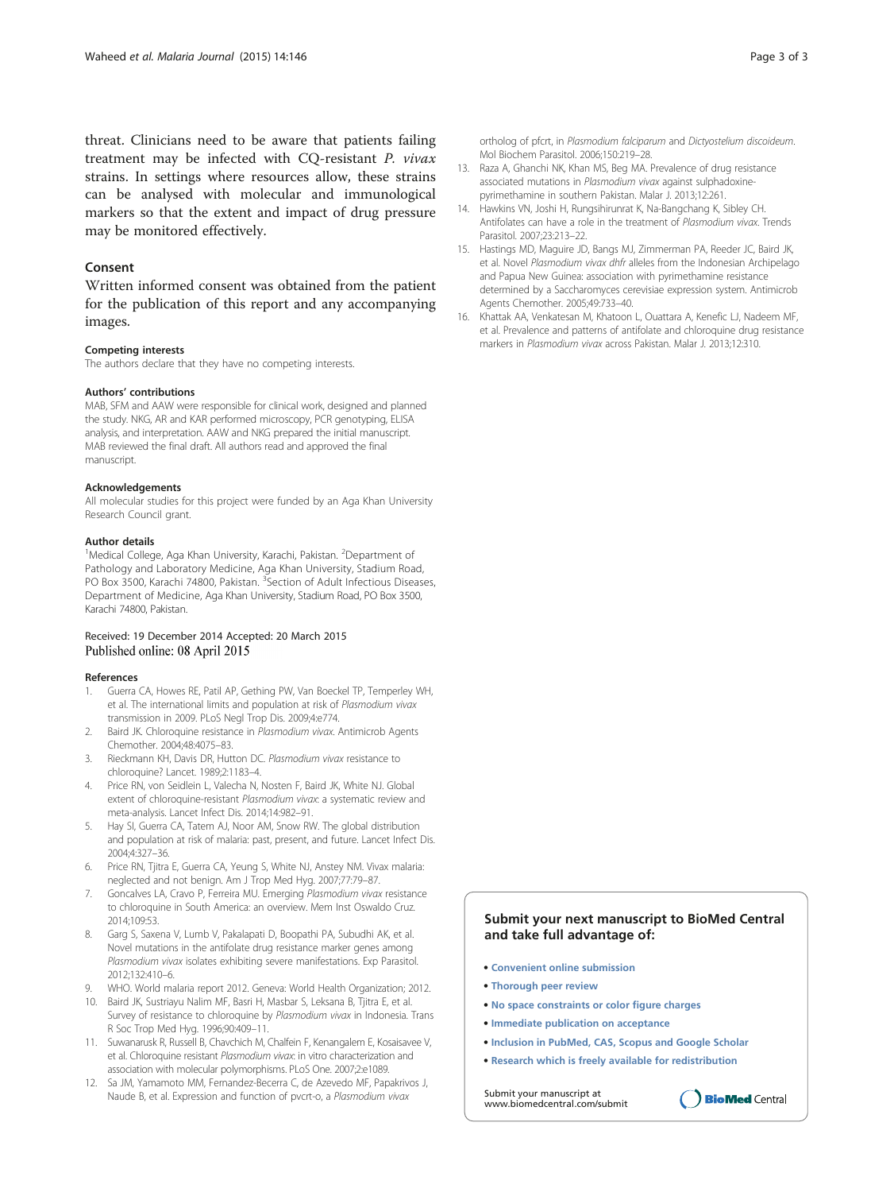threat. Clinicians need to be aware that patients failing treatment may be infected with CQ-resistant *P. vivax* strains. In settings where resources allow, these strains can be analysed with molecular and immunological markers so that the extent and impact of drug pressure may be monitored effectively.

## Consent

Written informed consent was obtained from the patient for the publication of this report and any accompanying images.

### Competing interests

The authors declare that they have no competing interests.

### Authors' contributions

MAB, SFM and AAW were responsible for clinical work, designed and planned the study. NKG, AR and KAR performed microscopy, PCR genotyping, ELISA analysis, and interpretation. AAW and NKG prepared the initial manuscript. MAB reviewed the final draft. All authors read and approved the final manuscript.

### Acknowledgements

All molecular studies for this project were funded by an Aga Khan University Research Council grant.

### Author details

[1]Medical College, Aga Khan University, Karachi, Pakistan. [2]Department of Pathology and Laboratory Medicine, Aga Khan University, Stadium Road, PO Box 3500, Karachi 74800, Pakistan. [3]Section of Adult Infectious Diseases, Department of Medicine, Aga Khan University, Stadium Road, PO Box 3500, Karachi 74800, Pakistan.

Received: 19 December 2014 Accepted: 20 March 2015
Published online: 08 April 2015

### References

1. Guerra CA, Howes RE, Patil AP, Gething PW, Van Boeckel TP, Temperley WH, et al. The international limits and population at risk of *Plasmodium vivax* transmission in 2009. PLoS Negl Trop Dis. 2009;4:e774.
2. Baird JK. Chloroquine resistance in *Plasmodium vivax*. Antimicrob Agents Chemother. 2004;48:4075–83.
3. Rieckmann KH, Davis DR, Hutton DC. *Plasmodium vivax* resistance to chloroquine? Lancet. 1989;2:1183–4.
4. Price RN, von Seidlein L, Valecha N, Nosten F, Baird JK, White NJ. Global extent of chloroquine-resistant *Plasmodium vivax*: a systematic review and meta-analysis. Lancet Infect Dis. 2014;14:982–91.
5. Hay SI, Guerra CA, Tatem AJ, Noor AM, Snow RW. The global distribution and population at risk of malaria: past, present, and future. Lancet Infect Dis. 2004;4:327–36.
6. Price RN, Tjitra E, Guerra CA, Yeung S, White NJ, Anstey NM. Vivax malaria: neglected and not benign. Am J Trop Med Hyg. 2007;77:79–87.
7. Goncalves LA, Cravo P, Ferreira MU. Emerging *Plasmodium vivax* resistance to chloroquine in South America: an overview. Mem Inst Oswaldo Cruz. 2014;109:53.
8. Garg S, Saxena V, Lumb V, Pakalapati D, Boopathi PA, Subudhi AK, et al. Novel mutations in the antifolate drug resistance marker genes among *Plasmodium vivax* isolates exhibiting severe manifestations. Exp Parasitol. 2012;132:410–6.
9. WHO. World malaria report 2012. Geneva: World Health Organization; 2012.
10. Baird JK, Sustriayu Nalim MF, Basri H, Masbar S, Leksana B, Tjitra E, et al. Survey of resistance to chloroquine by *Plasmodium vivax* in Indonesia. Trans R Soc Trop Med Hyg. 1996;90:409–11.
11. Suwanarusk R, Russell B, Chavchich M, Chalfein F, Kenangalem E, Kosaisavee V, et al. Chloroquine resistant *Plasmodium vivax*: in vitro characterization and association with molecular polymorphisms. PLoS One. 2007;2:e1089.
12. Sa JM, Yamamoto MM, Fernandez-Becerra C, de Azevedo MF, Papakrivos J, Naude B, et al. Expression and function of pvcrt-o, a *Plasmodium vivax* ortholog of pfcrt, in *Plasmodium falciparum* and *Dictyostelium discoideum*. Mol Biochem Parasitol. 2006;150:219–28.
13. Raza A, Ghanchi NK, Khan MS, Beg MA. Prevalence of drug resistance associated mutations in *Plasmodium vivax* against sulphadoxine-pyrimethamine in southern Pakistan. Malar J. 2013;12:261.
14. Hawkins VN, Joshi H, Rungsihirunrat K, Na-Bangchang K, Sibley CH. Antifolates can have a role in the treatment of *Plasmodium vivax*. Trends Parasitol. 2007;23:213–22.
15. Hastings MD, Maguire JD, Bangs MJ, Zimmerman PA, Reeder JC, Baird JK, et al. Novel *Plasmodium vivax dhfr* alleles from the Indonesian Archipelago and Papua New Guinea: association with pyrimethamine resistance determined by a Saccharomyces cerevisiae expression system. Antimicrob Agents Chemother. 2005;49:733–40.
16. Khattak AA, Venkatesan M, Khatoon L, Ouattara A, Kenefic LJ, Nadeem MF, et al. Prevalence and patterns of antifolate and chloroquine drug resistance markers in *Plasmodium vivax* across Pakistan. Malar J. 2013;12:310.

**Submit your next manuscript to BioMed Central and take full advantage of:**

- Convenient online submission
- Thorough peer review
- No space constraints or color figure charges
- Immediate publication on acceptance
- Inclusion in PubMed, CAS, Scopus and Google Scholar
- Research which is freely available for redistribution

Submit your manuscript at www.biomedcentral.com/submit

BioMed Central